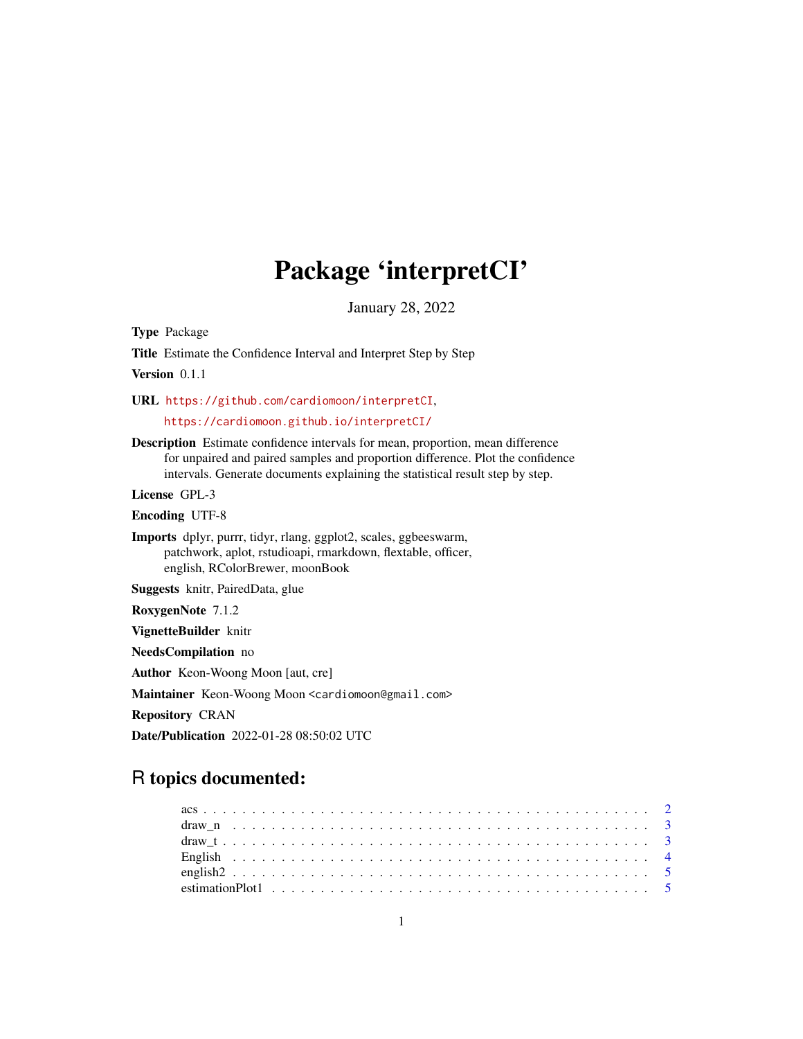# Package 'interpretCI'

January 28, 2022

**Type** Package

**Title** Estimate the Confidence Interval and Interpret Step by Step

**Version** 0.1.1

**URL** https://github.com/cardiomoon/interpretCI,
https://cardiomoon.github.io/interpretCI/

**Description** Estimate confidence intervals for mean, proportion, mean difference for unpaired and paired samples and proportion difference. Plot the confidence intervals. Generate documents explaining the statistical result step by step.

**License** GPL-3

**Encoding** UTF-8

**Imports** dplyr, purrr, tidyr, rlang, ggplot2, scales, ggbeeswarm, patchwork, aplot, rstudioapi, rmarkdown, flextable, officer, english, RColorBrewer, moonBook

**Suggests** knitr, PairedData, glue

**RoxygenNote** 7.1.2

**VignetteBuilder** knitr

**NeedsCompilation** no

**Author** Keon-Woong Moon [aut, cre]

**Maintainer** Keon-Woong Moon <cardiomoon@gmail.com>

**Repository** CRAN

**Date/Publication** 2022-01-28 08:50:02 UTC

## R topics documented:

acs . . . . . . . . . . . . . . . . . . . . . . . . . . . . . . . . . . . . . . . . . . . . 2
draw_n . . . . . . . . . . . . . . . . . . . . . . . . . . . . . . . . . . . . . . . . . . 3
draw_t . . . . . . . . . . . . . . . . . . . . . . . . . . . . . . . . . . . . . . . . . . 3
English . . . . . . . . . . . . . . . . . . . . . . . . . . . . . . . . . . . . . . . . . 4
english2 . . . . . . . . . . . . . . . . . . . . . . . . . . . . . . . . . . . . . . . . . 5
estimationPlot1 . . . . . . . . . . . . . . . . . . . . . . . . . . . . . . . . . . . . . 5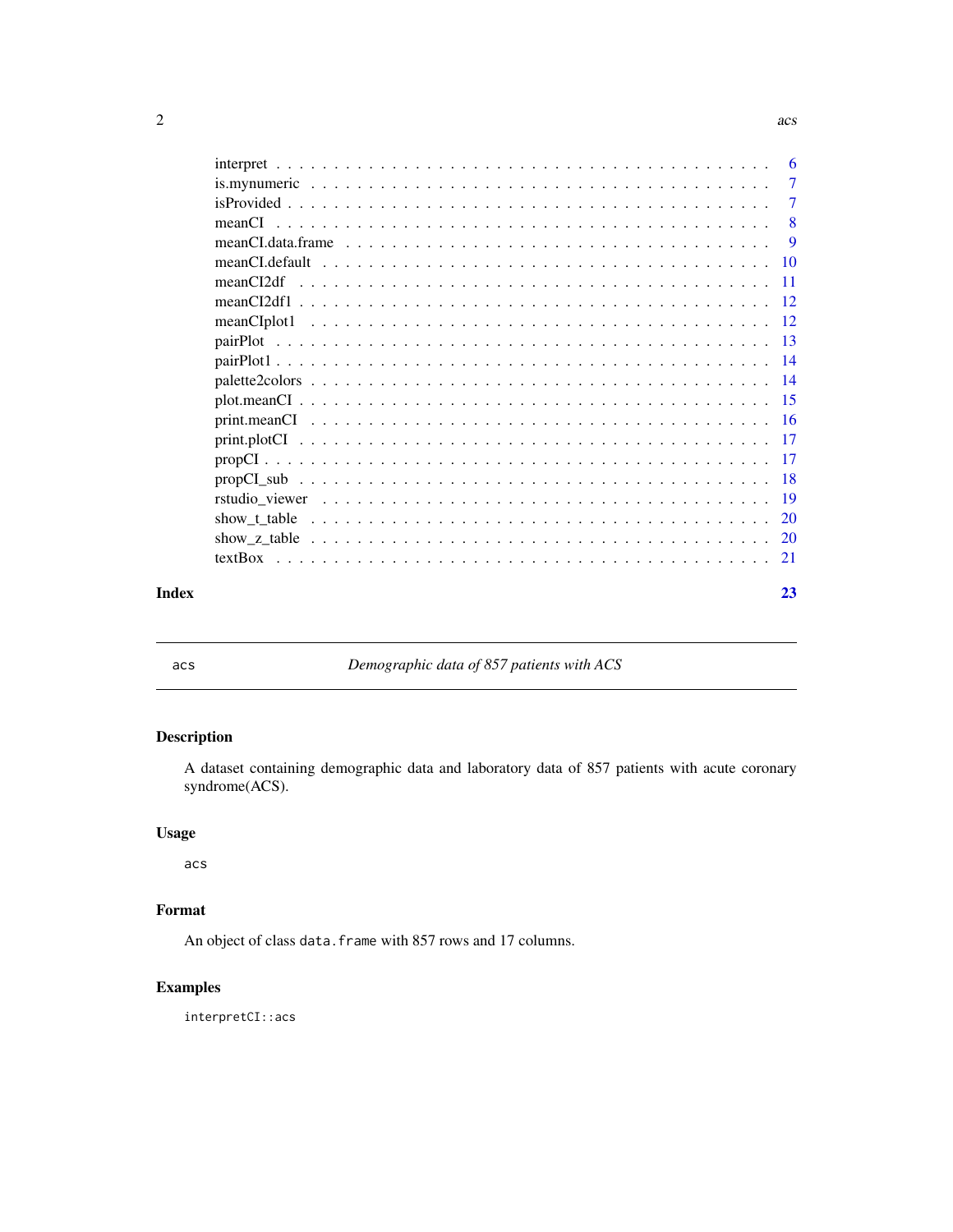interpret . . . . . . . . . . . . . . . . . . . . . . . . . . . . . . . . . . . . . . . 6
is.mynumeric . . . . . . . . . . . . . . . . . . . . . . . . . . . . . . . . . . . . . 7
isProvided . . . . . . . . . . . . . . . . . . . . . . . . . . . . . . . . . . . . . . 7
meanCI . . . . . . . . . . . . . . . . . . . . . . . . . . . . . . . . . . . . . . . . 8
meanCI.data.frame . . . . . . . . . . . . . . . . . . . . . . . . . . . . . . . . . 9
meanCI.default . . . . . . . . . . . . . . . . . . . . . . . . . . . . . . . . . . . 10
meanCI2df . . . . . . . . . . . . . . . . . . . . . . . . . . . . . . . . . . . . . . 11
meanCI2df1 . . . . . . . . . . . . . . . . . . . . . . . . . . . . . . . . . . . . . 12
meanCIplot1 . . . . . . . . . . . . . . . . . . . . . . . . . . . . . . . . . . . . 12
pairPlot . . . . . . . . . . . . . . . . . . . . . . . . . . . . . . . . . . . . . . . 13
pairPlot1 . . . . . . . . . . . . . . . . . . . . . . . . . . . . . . . . . . . . . . 14
palette2colors . . . . . . . . . . . . . . . . . . . . . . . . . . . . . . . . . . . 14
plot.meanCI . . . . . . . . . . . . . . . . . . . . . . . . . . . . . . . . . . . . 15
print.meanCI . . . . . . . . . . . . . . . . . . . . . . . . . . . . . . . . . . . . 16
print.plotCI . . . . . . . . . . . . . . . . . . . . . . . . . . . . . . . . . . . . 17
propCI . . . . . . . . . . . . . . . . . . . . . . . . . . . . . . . . . . . . . . . . 17
propCI_sub . . . . . . . . . . . . . . . . . . . . . . . . . . . . . . . . . . . . . 18
rstudio_viewer . . . . . . . . . . . . . . . . . . . . . . . . . . . . . . . . . . . 19
show_t_table . . . . . . . . . . . . . . . . . . . . . . . . . . . . . . . . . . . . 20
show_z_table . . . . . . . . . . . . . . . . . . . . . . . . . . . . . . . . . . . . 20
textBox . . . . . . . . . . . . . . . . . . . . . . . . . . . . . . . . . . . . . . . 21

**Index** **23**

---

`acs` *Demographic data of 857 patients with ACS*

---

## Description

A dataset containing demographic data and laboratory data of 857 patients with acute coronary syndrome(ACS).

## Usage

```
acs
```

## Format

An object of class `data.frame` with 857 rows and 17 columns.

## Examples

```
interpretCI::acs
```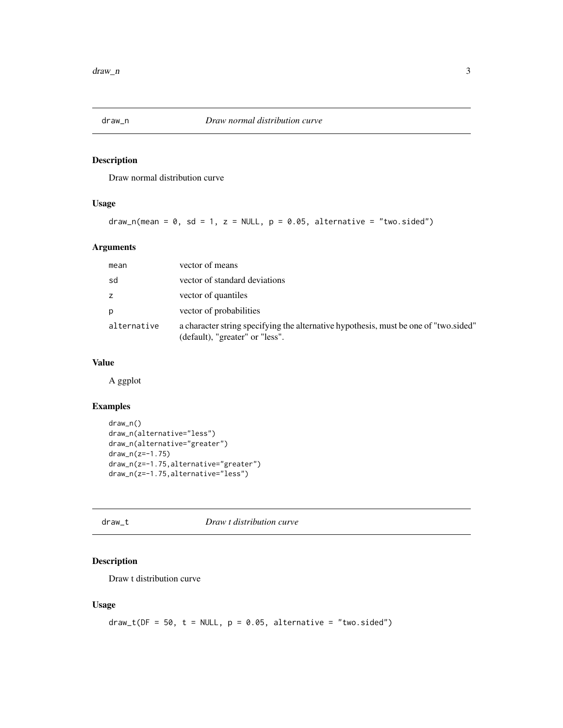## draw_n — *Draw normal distribution curve*

### Description

Draw normal distribution curve

### Usage

```
draw_n(mean = 0, sd = 1, z = NULL, p = 0.05, alternative = "two.sided")
```

### Arguments

| | |
|---|---|
| mean | vector of means |
| sd | vector of standard deviations |
| z | vector of quantiles |
| p | vector of probabilities |
| alternative | a character string specifying the alternative hypothesis, must be one of "two.sided" (default), "greater" or "less". |

### Value

A ggplot

### Examples

```
draw_n()
draw_n(alternative="less")
draw_n(alternative="greater")
draw_n(z=-1.75)
draw_n(z=-1.75,alternative="greater")
draw_n(z=-1.75,alternative="less")
```

## draw_t — *Draw t distribution curve*

### Description

Draw t distribution curve

### Usage

```
draw_t(DF = 50, t = NULL, p = 0.05, alternative = "two.sided")
```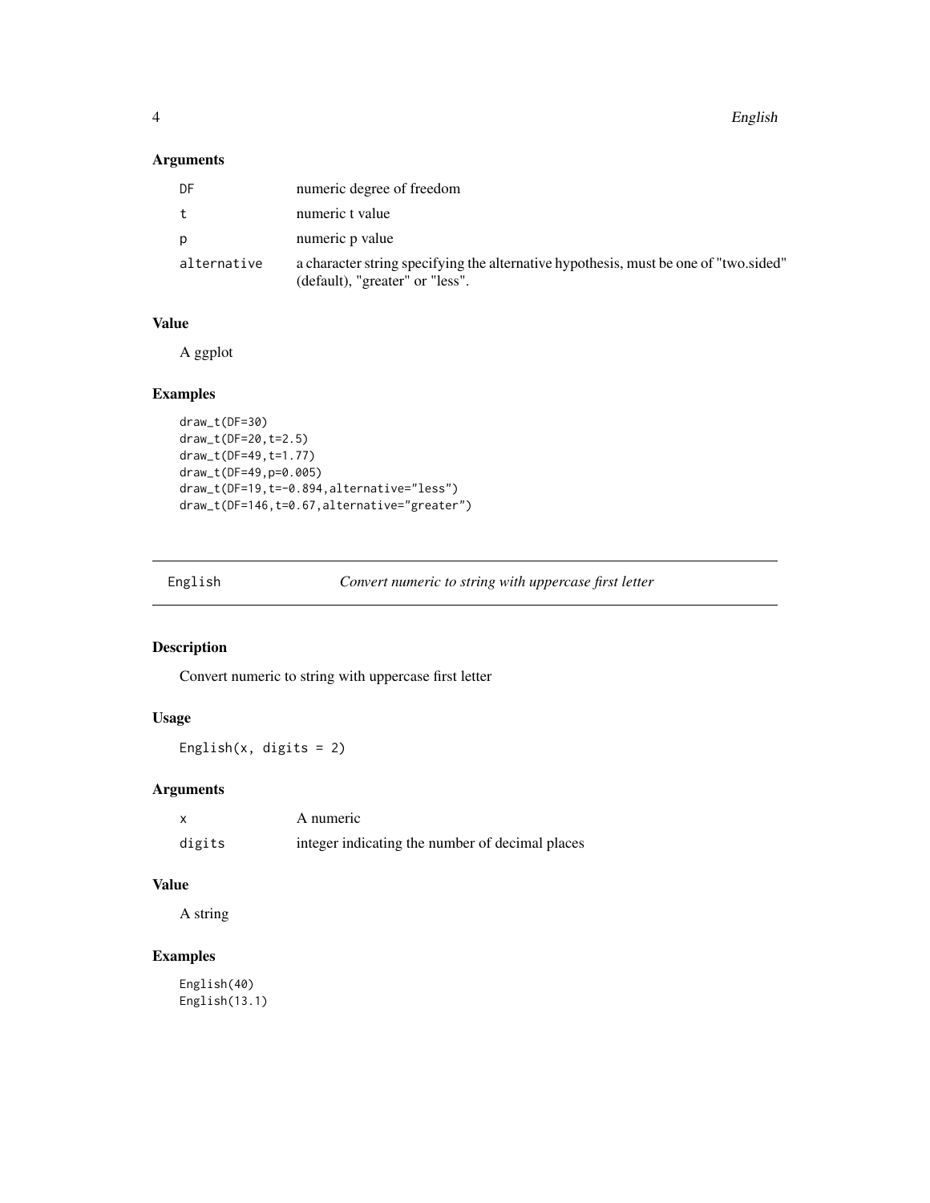### Arguments

| | |
|---|---|
| DF | numeric degree of freedom |
| t | numeric t value |
| p | numeric p value |
| alternative | a character string specifying the alternative hypothesis, must be one of "two.sided" (default), "greater" or "less". |

### Value

A ggplot

### Examples

```
draw_t(DF=30)
draw_t(DF=20,t=2.5)
draw_t(DF=49,t=1.77)
draw_t(DF=49,p=0.005)
draw_t(DF=19,t=-0.894,alternative="less")
draw_t(DF=146,t=0.67,alternative="greater")
```

---

## English — *Convert numeric to string with uppercase first letter*

---

### Description

Convert numeric to string with uppercase first letter

### Usage

```
English(x, digits = 2)
```

### Arguments

| | |
|---|---|
| x | A numeric |
| digits | integer indicating the number of decimal places |

### Value

A string

### Examples

```
English(40)
English(13.1)
```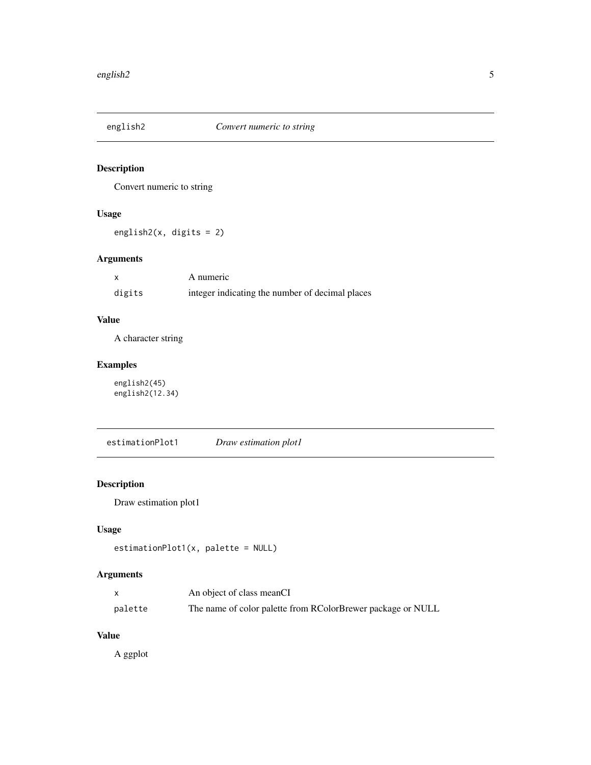## english2 — *Convert numeric to string*

### Description

Convert numeric to string

### Usage

```
english2(x, digits = 2)
```

### Arguments

| | |
|---|---|
| x | A numeric |
| digits | integer indicating the number of decimal places |

### Value

A character string

### Examples

```
english2(45)
english2(12.34)
```

## estimationPlot1 — *Draw estimation plot1*

### Description

Draw estimation plot1

### Usage

```
estimationPlot1(x, palette = NULL)
```

### Arguments

| | |
|---|---|
| x | An object of class meanCI |
| palette | The name of color palette from RColorBrewer package or NULL |

### Value

A ggplot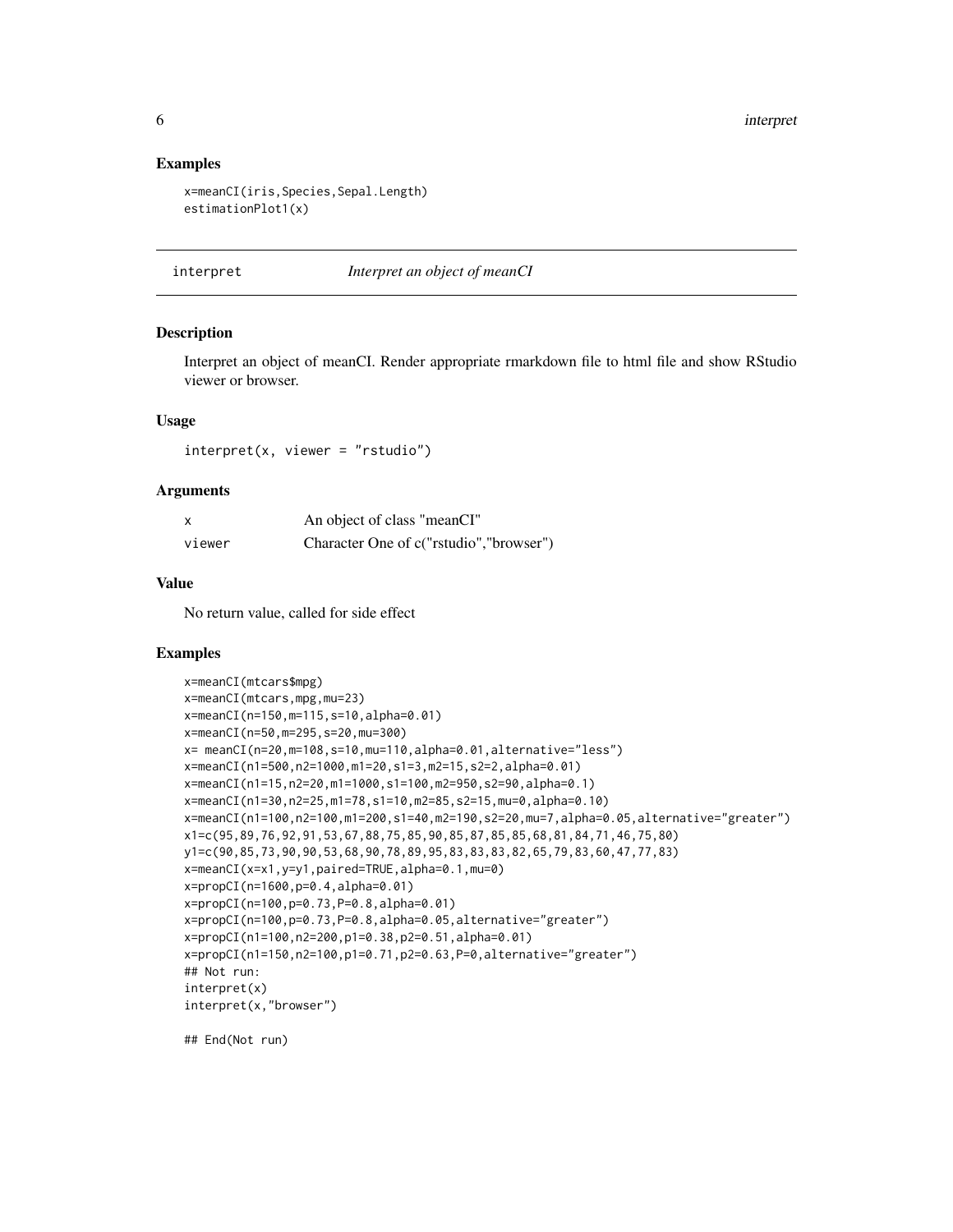### Examples

```
x=meanCI(iris,Species,Sepal.Length)
estimationPlot1(x)
```

---

## interpret *Interpret an object of meanCI*

### Description

Interpret an object of meanCI. Render appropriate rmarkdown file to html file and show RStudio viewer or browser.

### Usage

```
interpret(x, viewer = "rstudio")
```

### Arguments

| | |
|---|---|
| x | An object of class "meanCI" |
| viewer | Character One of c("rstudio","browser") |

### Value

No return value, called for side effect

### Examples

```
x=meanCI(mtcars$mpg)
x=meanCI(mtcars,mpg,mu=23)
x=meanCI(n=150,m=115,s=10,alpha=0.01)
x=meanCI(n=50,m=295,s=20,mu=300)
x= meanCI(n=20,m=108,s=10,mu=110,alpha=0.01,alternative="less")
x=meanCI(n1=500,n2=1000,m1=20,s1=3,m2=15,s2=2,alpha=0.01)
x=meanCI(n1=15,n2=20,m1=1000,s1=100,m2=950,s2=90,alpha=0.1)
x=meanCI(n1=30,n2=25,m1=78,s1=10,m2=85,s2=15,mu=0,alpha=0.10)
x=meanCI(n1=100,n2=100,m1=200,s1=40,m2=190,s2=20,mu=7,alpha=0.05,alternative="greater")
x1=c(95,89,76,92,91,53,67,88,75,85,90,85,87,85,85,68,81,84,71,46,75,80)
y1=c(90,85,73,90,90,53,68,90,78,89,95,83,83,83,82,65,79,83,60,47,77,83)
x=meanCI(x=x1,y=y1,paired=TRUE,alpha=0.1,mu=0)
x=propCI(n=1600,p=0.4,alpha=0.01)
x=propCI(n=100,p=0.73,P=0.8,alpha=0.01)
x=propCI(n=100,p=0.73,P=0.8,alpha=0.05,alternative="greater")
x=propCI(n1=100,n2=200,p1=0.38,p2=0.51,alpha=0.01)
x=propCI(n1=150,n2=100,p1=0.71,p2=0.63,P=0,alternative="greater")
## Not run:
interpret(x)
interpret(x,"browser")

## End(Not run)
```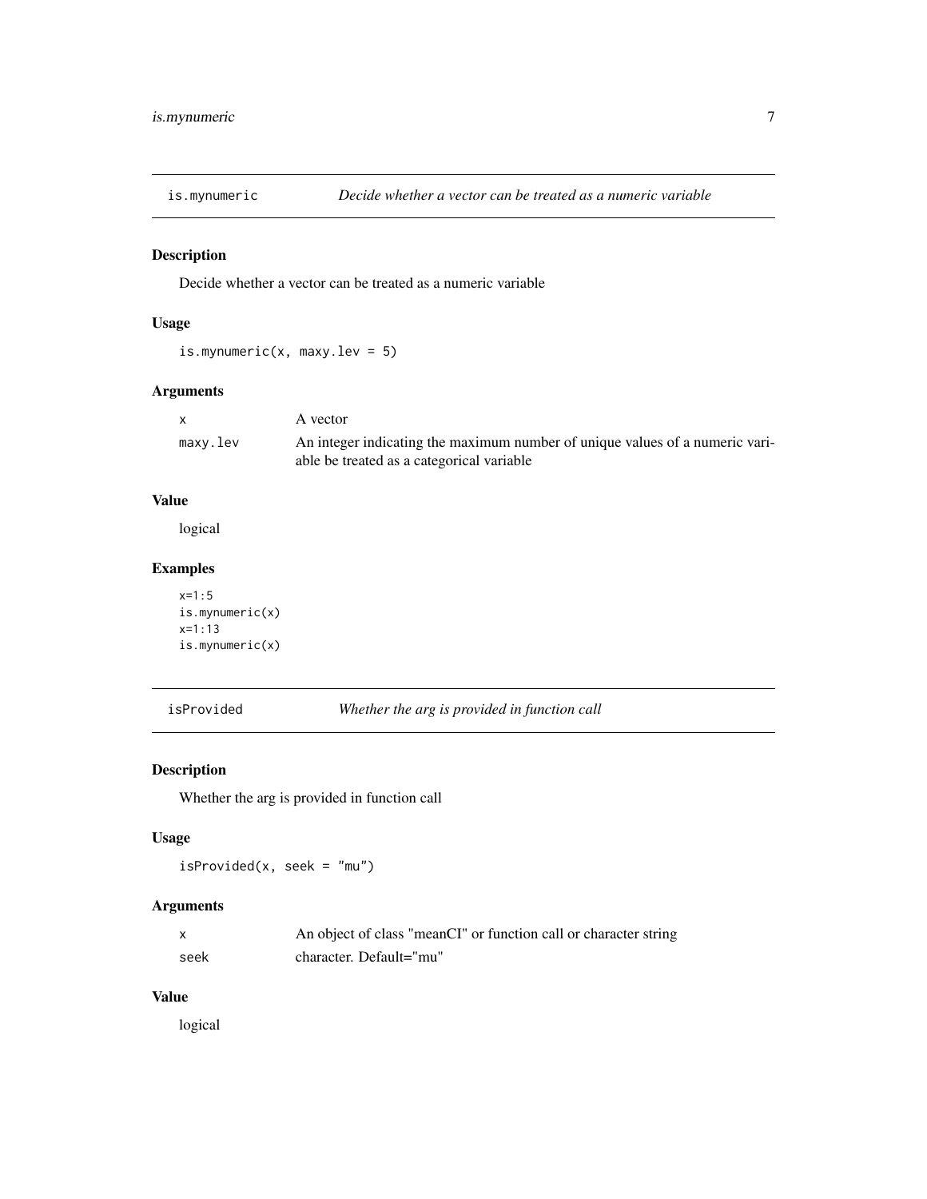## is.mynumeric — *Decide whether a vector can be treated as a numeric variable*

### Description

Decide whether a vector can be treated as a numeric variable

### Usage

```
is.mynumeric(x, maxy.lev = 5)
```

### Arguments

| | |
|---|---|
| x | A vector |
| maxy.lev | An integer indicating the maximum number of unique values of a numeric variable be treated as a categorical variable |

### Value

logical

### Examples

```
x=1:5
is.mynumeric(x)
x=1:13
is.mynumeric(x)
```

## isProvided — *Whether the arg is provided in function call*

### Description

Whether the arg is provided in function call

### Usage

```
isProvided(x, seek = "mu")
```

### Arguments

| | |
|---|---|
| x | An object of class "meanCI" or function call or character string |
| seek | character. Default="mu" |

### Value

logical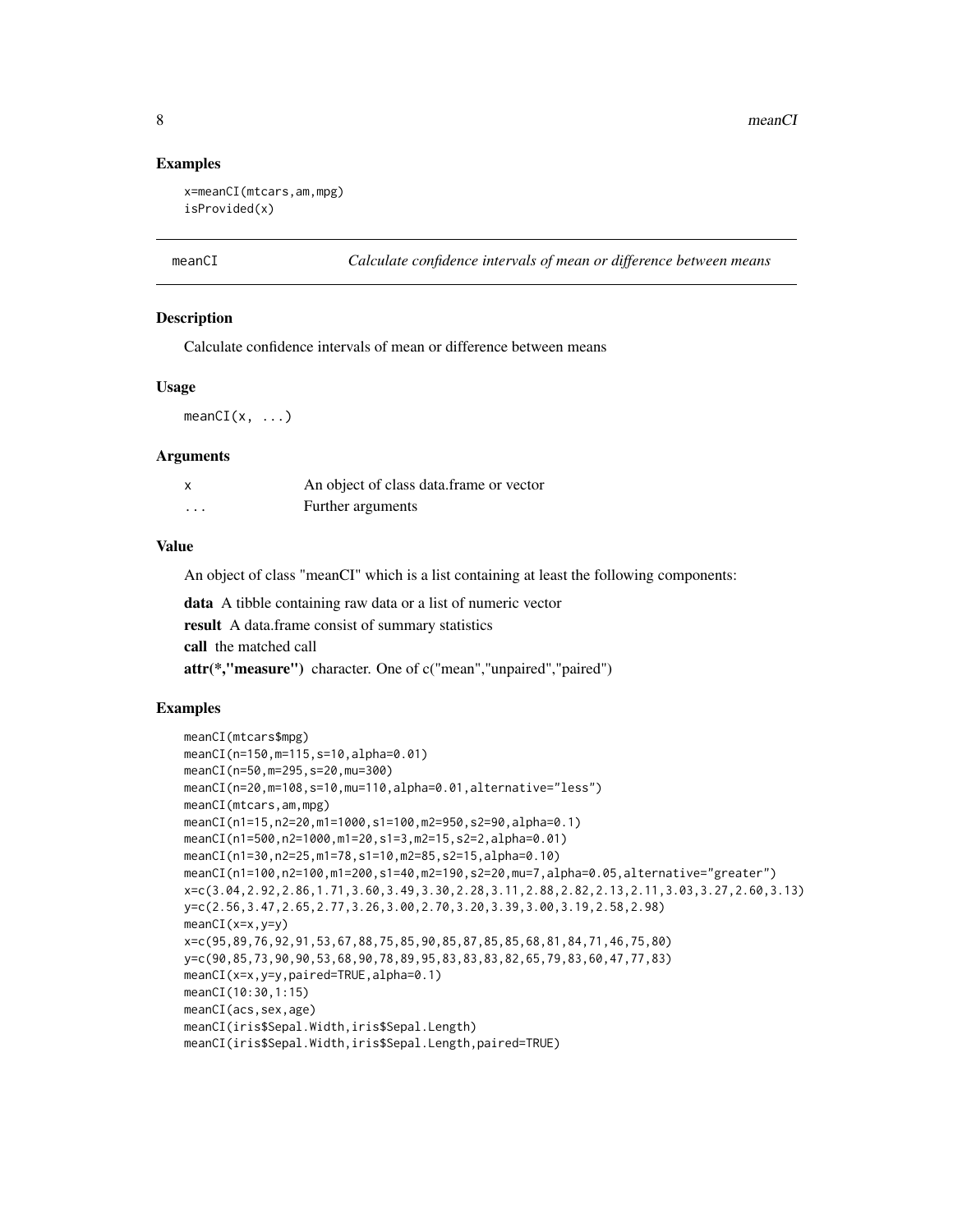### Examples

```
x=meanCI(mtcars,am,mpg)
isProvided(x)
```

## meanCI — *Calculate confidence intervals of mean or difference between means*

### Description

Calculate confidence intervals of mean or difference between means

### Usage

```
meanCI(x, ...)
```

### Arguments

| | |
|---|---|
| x | An object of class data.frame or vector |
| ... | Further arguments |

### Value

An object of class "meanCI" which is a list containing at least the following components:

**data** A tibble containing raw data or a list of numeric vector

**result** A data.frame consist of summary statistics

**call** the matched call

**attr(*,"measure")** character. One of c("mean","unpaired","paired")

### Examples

```
meanCI(mtcars$mpg)
meanCI(n=150,m=115,s=10,alpha=0.01)
meanCI(n=50,m=295,s=20,mu=300)
meanCI(n=20,m=108,s=10,mu=110,alpha=0.01,alternative="less")
meanCI(mtcars,am,mpg)
meanCI(n1=15,n2=20,m1=1000,s1=100,m2=950,s2=90,alpha=0.1)
meanCI(n1=500,n2=1000,m1=20,s1=3,m2=15,s2=2,alpha=0.01)
meanCI(n1=30,n2=25,m1=78,s1=10,m2=85,s2=15,alpha=0.10)
meanCI(n1=100,n2=100,m1=200,s1=40,m2=190,s2=20,mu=7,alpha=0.05,alternative="greater")
x=c(3.04,2.92,2.86,1.71,3.60,3.49,3.30,2.28,3.11,2.88,2.82,2.13,2.11,3.03,3.27,2.60,3.13)
y=c(2.56,3.47,2.65,2.77,3.26,3.00,2.70,3.20,3.39,3.00,3.19,2.58,2.98)
meanCI(x=x,y=y)
x=c(95,89,76,92,91,53,67,88,75,85,90,85,87,85,85,68,81,84,71,46,75,80)
y=c(90,85,73,90,90,53,68,90,78,89,95,83,83,83,82,65,79,83,60,47,77,83)
meanCI(x=x,y=y,paired=TRUE,alpha=0.1)
meanCI(10:30,1:15)
meanCI(acs,sex,age)
meanCI(iris$Sepal.Width,iris$Sepal.Length)
meanCI(iris$Sepal.Width,iris$Sepal.Length,paired=TRUE)
```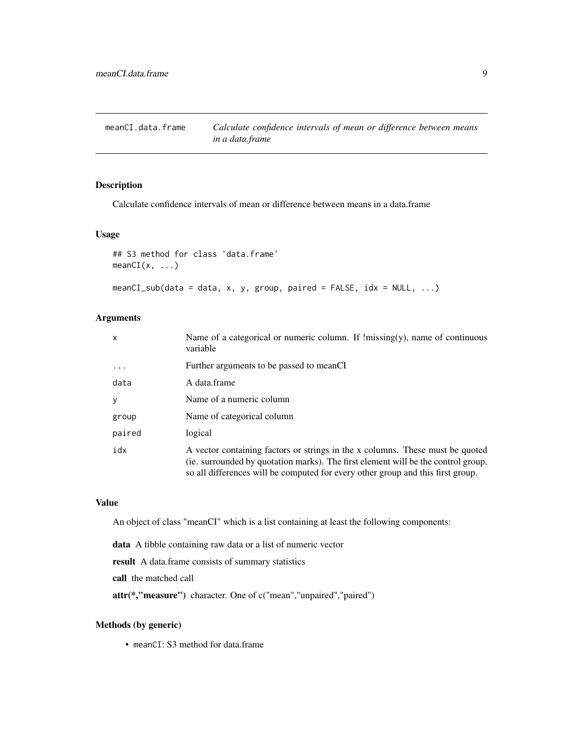# meanCI.data.frame — *Calculate confidence intervals of mean or difference between means in a data.frame*

## Description

Calculate confidence intervals of mean or difference between means in a data.frame

## Usage

```
## S3 method for class 'data.frame'
meanCI(x, ...)

meanCI_sub(data = data, x, y, group, paired = FALSE, idx = NULL, ...)
```

## Arguments

| | |
|---|---|
| x | Name of a categorical or numeric column. If !missing(y), name of continuous variable |
| ... | Further arguments to be passed to meanCI |
| data | A data.frame |
| y | Name of a numeric column |
| group | Name of categorical column |
| paired | logical |
| idx | A vector containing factors or strings in the x columns. These must be quoted (ie. surrounded by quotation marks). The first element will be the control group, so all differences will be computed for every other group and this first group. |

## Value

An object of class "meanCI" which is a list containing at least the following components:

**data** A tibble containing raw data or a list of numeric vector

**result** A data.frame consists of summary statistics

**call** the matched call

**attr(*,"measure")** character. One of c("mean","unpaired","paired")

## Methods (by generic)

- `meanCI`: S3 method for data.frame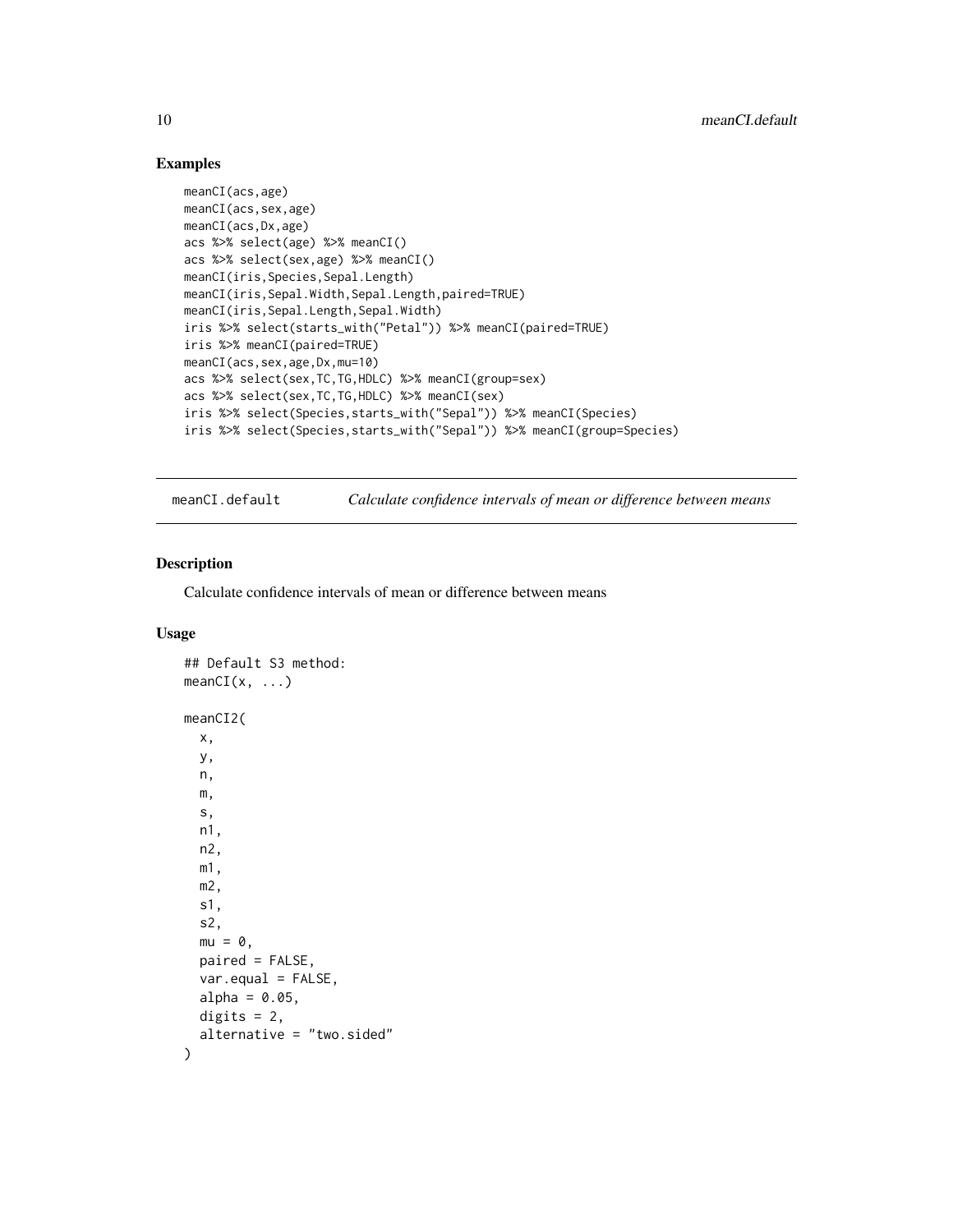## Examples

```
meanCI(acs,age)
meanCI(acs,sex,age)
meanCI(acs,Dx,age)
acs %>% select(age) %>% meanCI()
acs %>% select(sex,age) %>% meanCI()
meanCI(iris,Species,Sepal.Length)
meanCI(iris,Sepal.Width,Sepal.Length,paired=TRUE)
meanCI(iris,Sepal.Length,Sepal.Width)
iris %>% select(starts_with("Petal")) %>% meanCI(paired=TRUE)
iris %>% meanCI(paired=TRUE)
meanCI(acs,sex,age,Dx,mu=10)
acs %>% select(sex,TC,TG,HDLC) %>% meanCI(group=sex)
acs %>% select(sex,TC,TG,HDLC) %>% meanCI(sex)
iris %>% select(Species,starts_with("Sepal")) %>% meanCI(Species)
iris %>% select(Species,starts_with("Sepal")) %>% meanCI(group=Species)
```

---

# meanCI.default — *Calculate confidence intervals of mean or difference between means*

---

## Description

Calculate confidence intervals of mean or difference between means

## Usage

```
## Default S3 method:
meanCI(x, ...)

meanCI2(
  x,
  y,
  n,
  m,
  s,
  n1,
  n2,
  m1,
  m2,
  s1,
  s2,
  mu = 0,
  paired = FALSE,
  var.equal = FALSE,
  alpha = 0.05,
  digits = 2,
  alternative = "two.sided"
)
```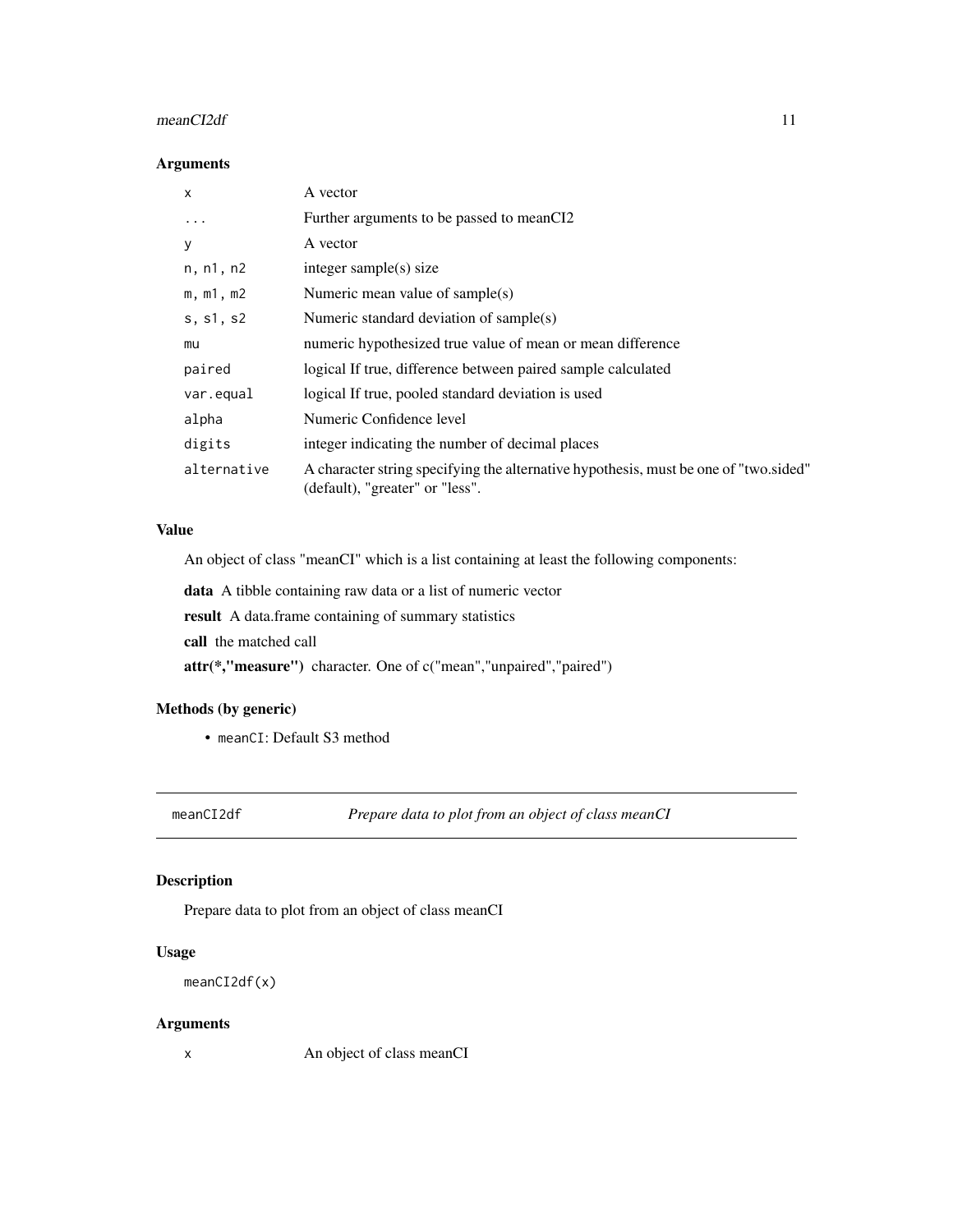### Arguments

| | |
|---|---|
| `x` | A vector |
| `...` | Further arguments to be passed to meanCI2 |
| `y` | A vector |
| `n, n1, n2` | integer sample(s) size |
| `m, m1, m2` | Numeric mean value of sample(s) |
| `s, s1, s2` | Numeric standard deviation of sample(s) |
| `mu` | numeric hypothesized true value of mean or mean difference |
| `paired` | logical If true, difference between paired sample calculated |
| `var.equal` | logical If true, pooled standard deviation is used |
| `alpha` | Numeric Confidence level |
| `digits` | integer indicating the number of decimal places |
| `alternative` | A character string specifying the alternative hypothesis, must be one of "two.sided" (default), "greater" or "less". |

### Value

An object of class "meanCI" which is a list containing at least the following components:

**data** A tibble containing raw data or a list of numeric vector

**result** A data.frame containing of summary statistics

**call** the matched call

**attr(*,"measure")** character. One of c("mean","unpaired","paired")

### Methods (by generic)

- `meanCI`: Default S3 method

---

## `meanCI2df` *Prepare data to plot from an object of class meanCI*

### Description

Prepare data to plot from an object of class meanCI

### Usage

```
meanCI2df(x)
```

### Arguments

| | |
|---|---|
| `x` | An object of class meanCI |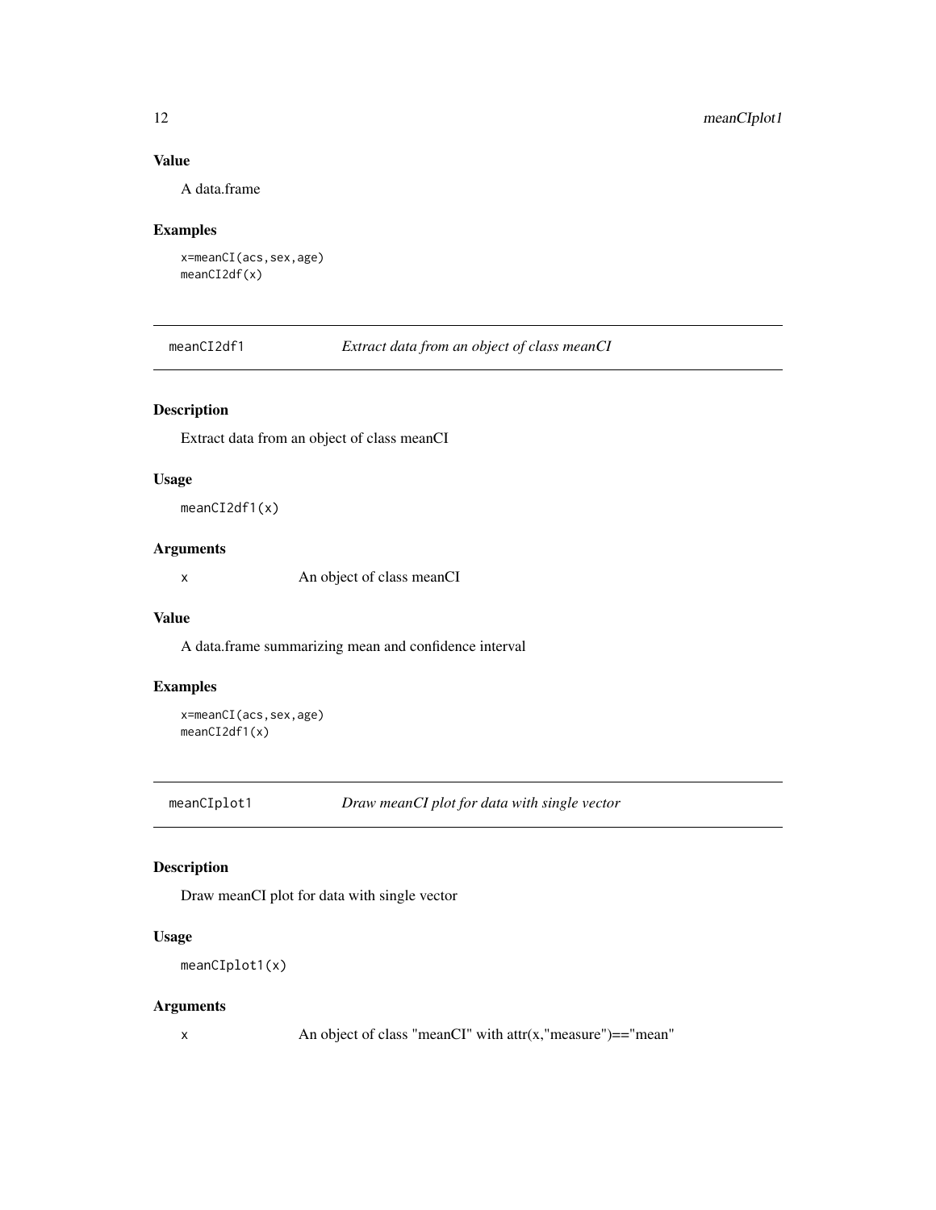## Value

A data.frame

## Examples

```
x=meanCI(acs,sex,age)
meanCI2df(x)
```

---

# meanCI2df1 — *Extract data from an object of class meanCI*

## Description

Extract data from an object of class meanCI

## Usage

```
meanCI2df1(x)
```

## Arguments

| | |
|---|---|
| x | An object of class meanCI |

## Value

A data.frame summarizing mean and confidence interval

## Examples

```
x=meanCI(acs,sex,age)
meanCI2df1(x)
```

---

# meanCIplot1 — *Draw meanCI plot for data with single vector*

## Description

Draw meanCI plot for data with single vector

## Usage

```
meanCIplot1(x)
```

## Arguments

| | |
|---|---|
| x | An object of class "meanCI" with attr(x,"measure")=="mean" |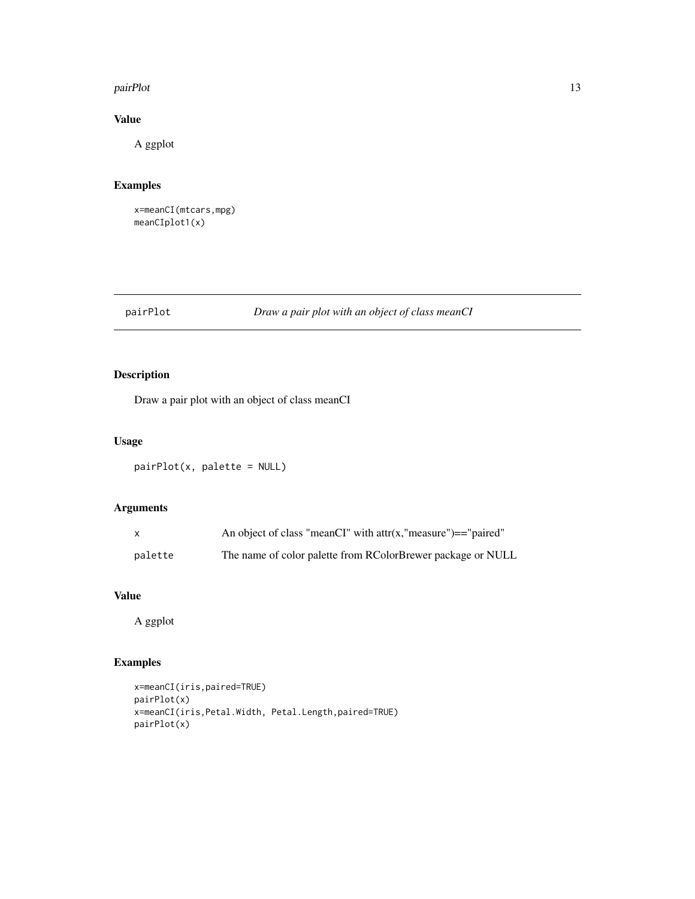## Value

A ggplot

## Examples

```
x=meanCI(mtcars,mpg)
meanCIplot1(x)
```

---

## pairPlot    *Draw a pair plot with an object of class meanCI*

---

### Description

Draw a pair plot with an object of class meanCI

### Usage

```
pairPlot(x, palette = NULL)
```

### Arguments

| | |
|---|---|
| x | An object of class "meanCI" with attr(x,"measure")=="paired" |
| palette | The name of color palette from RColorBrewer package or NULL |

### Value

A ggplot

### Examples

```
x=meanCI(iris,paired=TRUE)
pairPlot(x)
x=meanCI(iris,Petal.Width, Petal.Length,paired=TRUE)
pairPlot(x)
```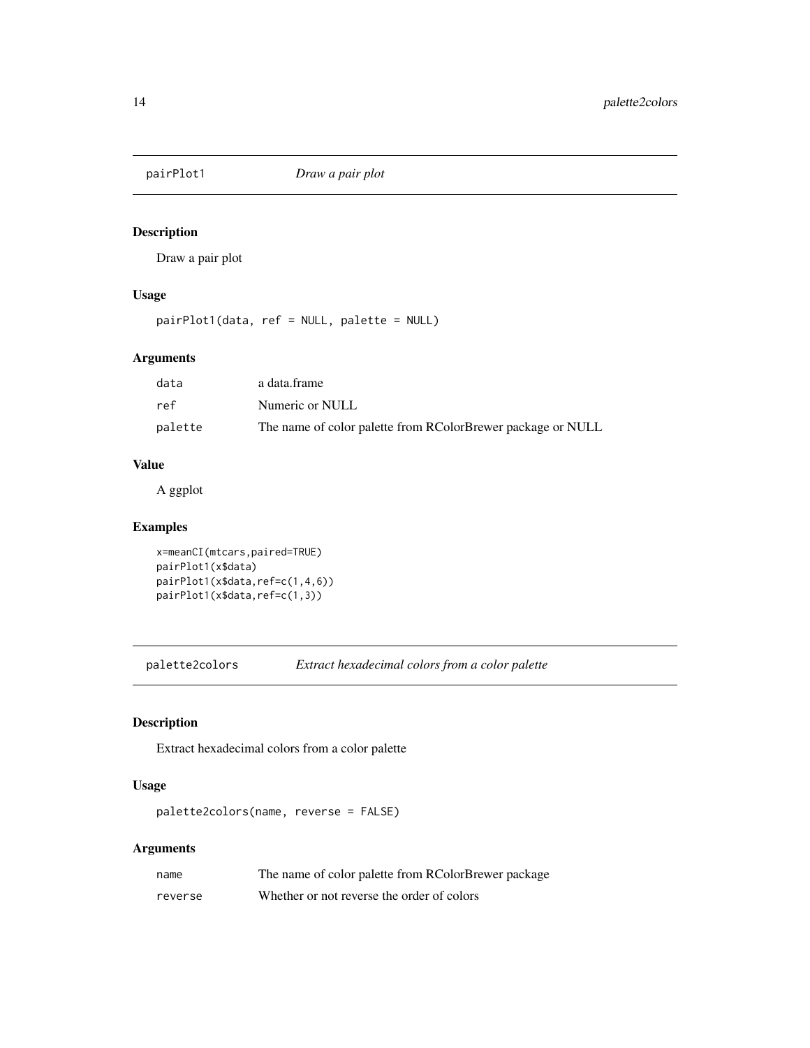## pairPlot1 *Draw a pair plot*

### Description

Draw a pair plot

### Usage

```
pairPlot1(data, ref = NULL, palette = NULL)
```

### Arguments

| | |
|---|---|
| data | a data.frame |
| ref | Numeric or NULL |
| palette | The name of color palette from RColorBrewer package or NULL |

### Value

A ggplot

### Examples

```
x=meanCI(mtcars,paired=TRUE)
pairPlot1(x$data)
pairPlot1(x$data,ref=c(1,4,6))
pairPlot1(x$data,ref=c(1,3))
```

## palette2colors *Extract hexadecimal colors from a color palette*

### Description

Extract hexadecimal colors from a color palette

### Usage

```
palette2colors(name, reverse = FALSE)
```

### Arguments

| | |
|---|---|
| name | The name of color palette from RColorBrewer package |
| reverse | Whether or not reverse the order of colors |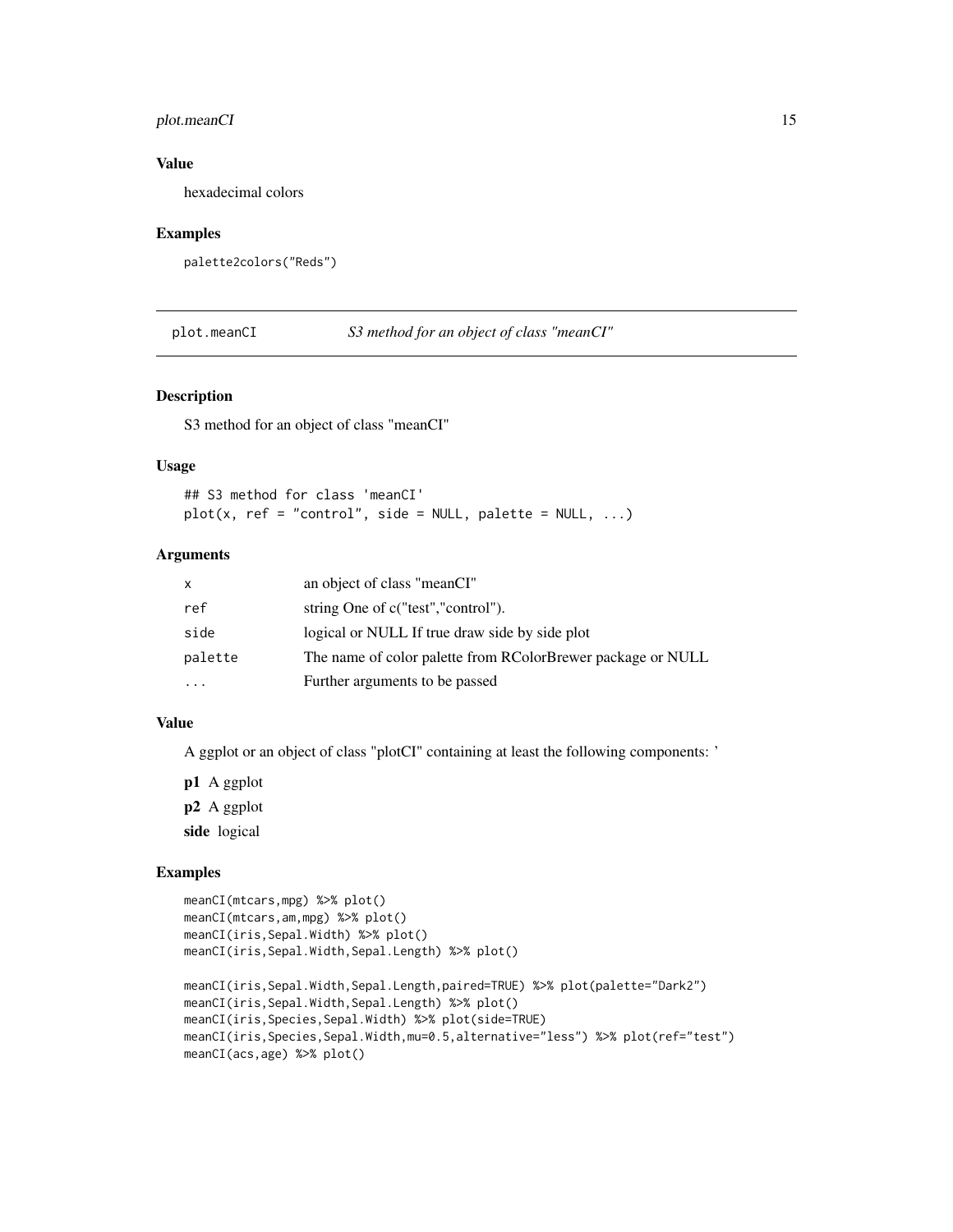### Value

hexadecimal colors

### Examples

```
palette2colors("Reds")
```

---

## plot.meanCI — *S3 method for an object of class "meanCI"*

### Description

S3 method for an object of class "meanCI"

### Usage

```
## S3 method for class 'meanCI'
plot(x, ref = "control", side = NULL, palette = NULL, ...)
```

### Arguments

| | |
|---|---|
| x | an object of class "meanCI" |
| ref | string One of c("test","control"). |
| side | logical or NULL If true draw side by side plot |
| palette | The name of color palette from RColorBrewer package or NULL |
| ... | Further arguments to be passed |

### Value

A ggplot or an object of class "plotCI" containing at least the following components: '

**p1** A ggplot

**p2** A ggplot

**side** logical

### Examples

```
meanCI(mtcars,mpg) %>% plot()
meanCI(mtcars,am,mpg) %>% plot()
meanCI(iris,Sepal.Width) %>% plot()
meanCI(iris,Sepal.Width,Sepal.Length) %>% plot()

meanCI(iris,Sepal.Width,Sepal.Length,paired=TRUE) %>% plot(palette="Dark2")
meanCI(iris,Sepal.Width,Sepal.Length) %>% plot()
meanCI(iris,Species,Sepal.Width) %>% plot(side=TRUE)
meanCI(iris,Species,Sepal.Width,mu=0.5,alternative="less") %>% plot(ref="test")
meanCI(acs,age) %>% plot()
```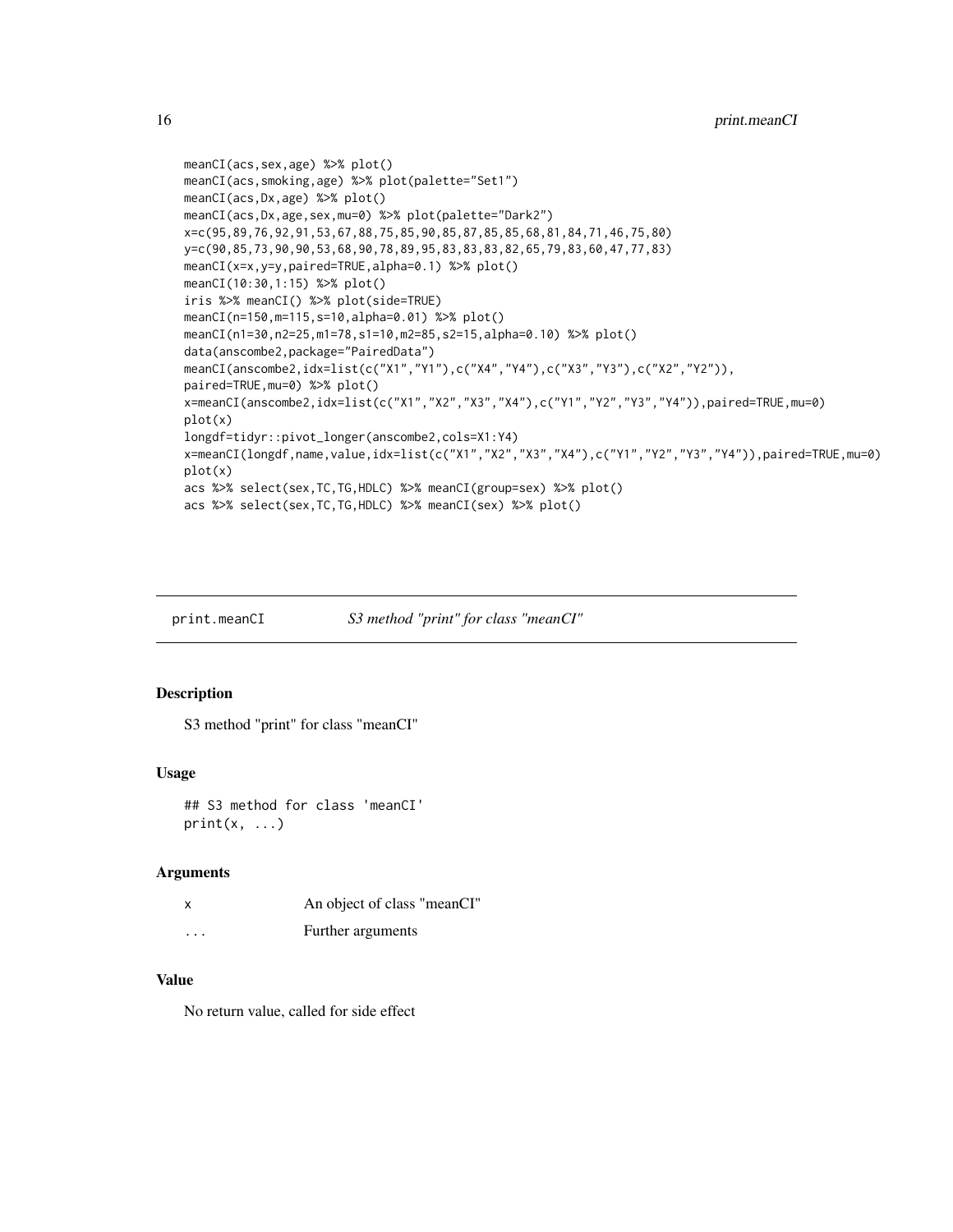```
meanCI(acs,sex,age) %>% plot()
meanCI(acs,smoking,age) %>% plot(palette="Set1")
meanCI(acs,Dx,age) %>% plot()
meanCI(acs,Dx,age,sex,mu=0) %>% plot(palette="Dark2")
x=c(95,89,76,92,91,53,67,88,75,85,90,85,87,85,85,68,81,84,71,46,75,80)
y=c(90,85,73,90,90,53,68,90,78,89,95,83,83,83,82,65,79,83,60,47,77,83)
meanCI(x=x,y=y,paired=TRUE,alpha=0.1) %>% plot()
meanCI(10:30,1:15) %>% plot()
iris %>% meanCI() %>% plot(side=TRUE)
meanCI(n=150,m=115,s=10,alpha=0.01) %>% plot()
meanCI(n1=30,n2=25,m1=78,s1=10,m2=85,s2=15,alpha=0.10) %>% plot()
data(anscombe2,package="PairedData")
meanCI(anscombe2,idx=list(c("X1","Y1"),c("X4","Y4"),c("X3","Y3"),c("X2","Y2")),
paired=TRUE,mu=0) %>% plot()
x=meanCI(anscombe2,idx=list(c("X1","X2","X3","X4"),c("Y1","Y2","Y3","Y4")),paired=TRUE,mu=0)
plot(x)
longdf=tidyr::pivot_longer(anscombe2,cols=X1:Y4)
x=meanCI(longdf,name,value,idx=list(c("X1","X2","X3","X4"),c("Y1","Y2","Y3","Y4")),paired=TRUE,mu=0)
plot(x)
acs %>% select(sex,TC,TG,HDLC) %>% meanCI(group=sex) %>% plot()
acs %>% select(sex,TC,TG,HDLC) %>% meanCI(sex) %>% plot()
```

---

## print.meanCI *S3 method "print" for class "meanCI"*

### Description

S3 method "print" for class "meanCI"

### Usage

```
## S3 method for class 'meanCI'
print(x, ...)
```

### Arguments

| | |
|---|---|
| x | An object of class "meanCI" |
| ... | Further arguments |

### Value

No return value, called for side effect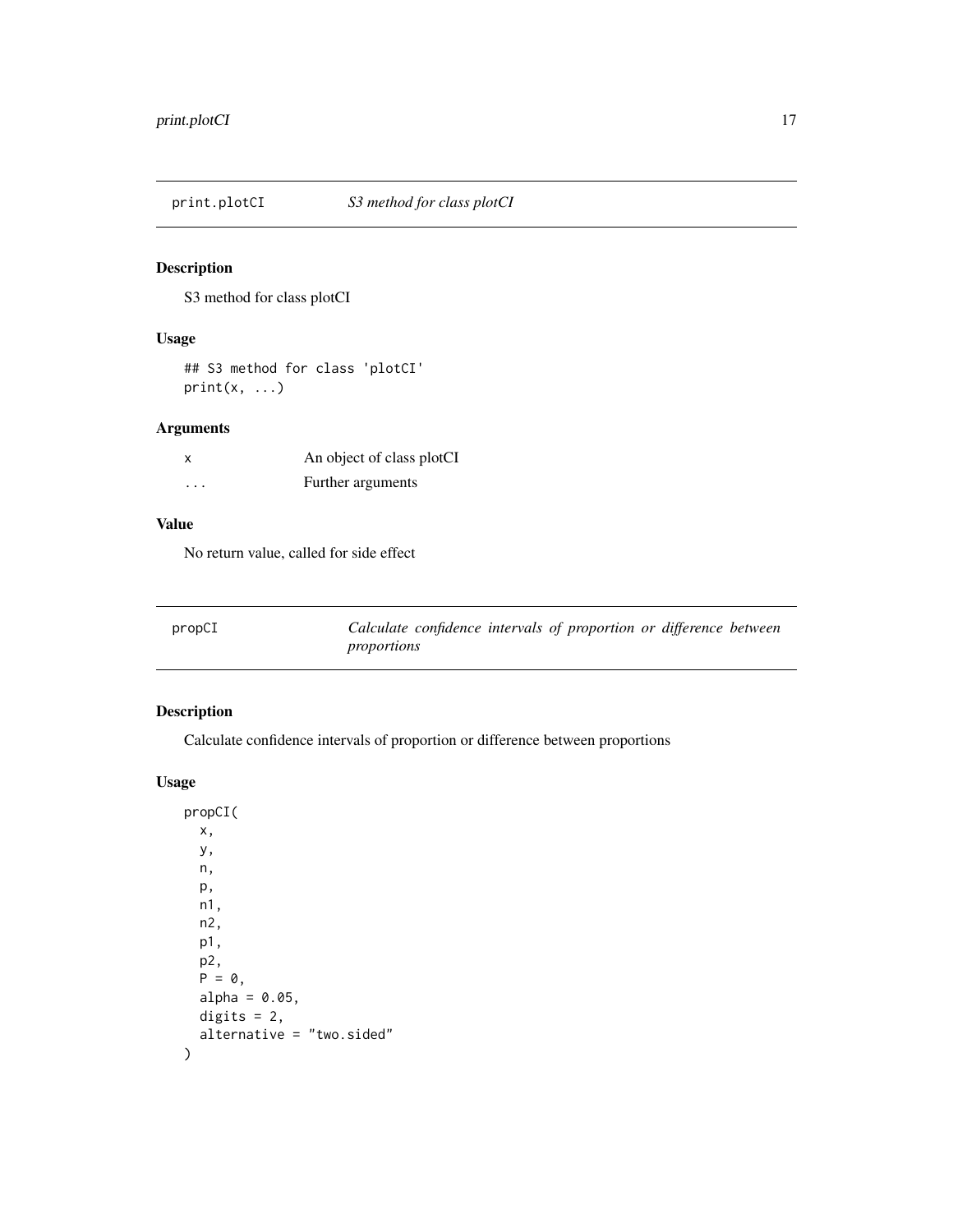## print.plotCI *S3 method for class plotCI*

### Description

S3 method for class plotCI

### Usage

```
## S3 method for class 'plotCI'
print(x, ...)
```

### Arguments

| | |
|---|---|
| x | An object of class plotCI |
| ... | Further arguments |

### Value

No return value, called for side effect

## propCI *Calculate confidence intervals of proportion or difference between proportions*

### Description

Calculate confidence intervals of proportion or difference between proportions

### Usage

```
propCI(
  x,
  y,
  n,
  p,
  n1,
  n2,
  p1,
  p2,
  P = 0,
  alpha = 0.05,
  digits = 2,
  alternative = "two.sided"
)
```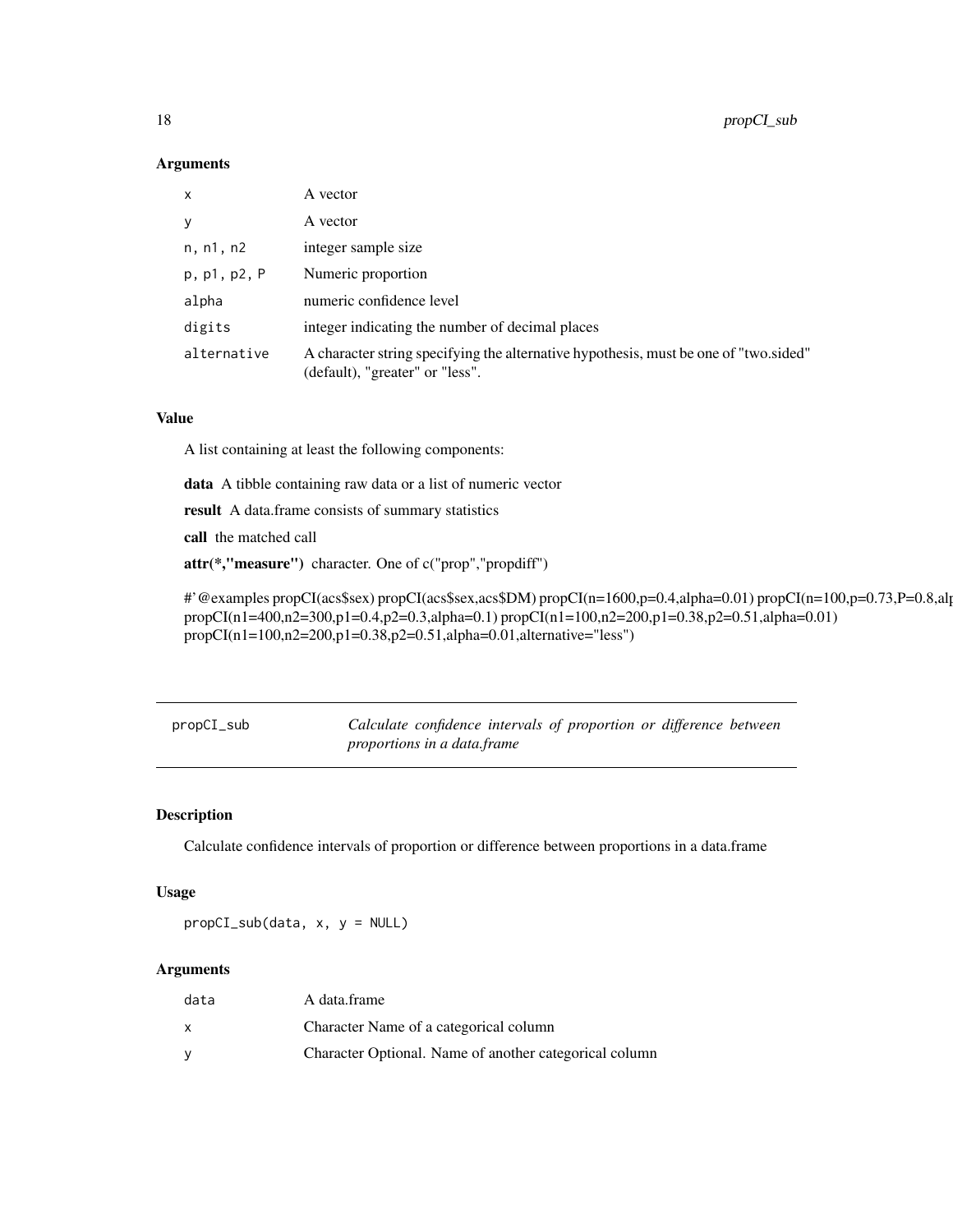### Arguments

| | |
|---|---|
| x | A vector |
| y | A vector |
| n, n1, n2 | integer sample size |
| p, p1, p2, P | Numeric proportion |
| alpha | numeric confidence level |
| digits | integer indicating the number of decimal places |
| alternative | A character string specifying the alternative hypothesis, must be one of "two.sided" (default), "greater" or "less". |

### Value

A list containing at least the following components:

**data** A tibble containing raw data or a list of numeric vector

**result** A data.frame consists of summary statistics

**call** the matched call

**attr(*,"measure")** character. One of c("prop","propdiff")

#'@examples propCI(acs$sex) propCI(acs$sex,acs$DM) propCI(n=1600,p=0.4,alpha=0.01) propCI(n=100,p=0.73,P=0.8,alp
propCI(n1=400,n2=300,p1=0.4,p2=0.3,alpha=0.1) propCI(n1=100,n2=200,p1=0.38,p2=0.51,alpha=0.01)
propCI(n1=100,n2=200,p1=0.38,p2=0.51,alpha=0.01,alternative="less")

---

## propCI_sub — *Calculate confidence intervals of proportion or difference between proportions in a data.frame*

### Description

Calculate confidence intervals of proportion or difference between proportions in a data.frame

### Usage

```
propCI_sub(data, x, y = NULL)
```

### Arguments

| | |
|---|---|
| data | A data.frame |
| x | Character Name of a categorical column |
| y | Character Optional. Name of another categorical column |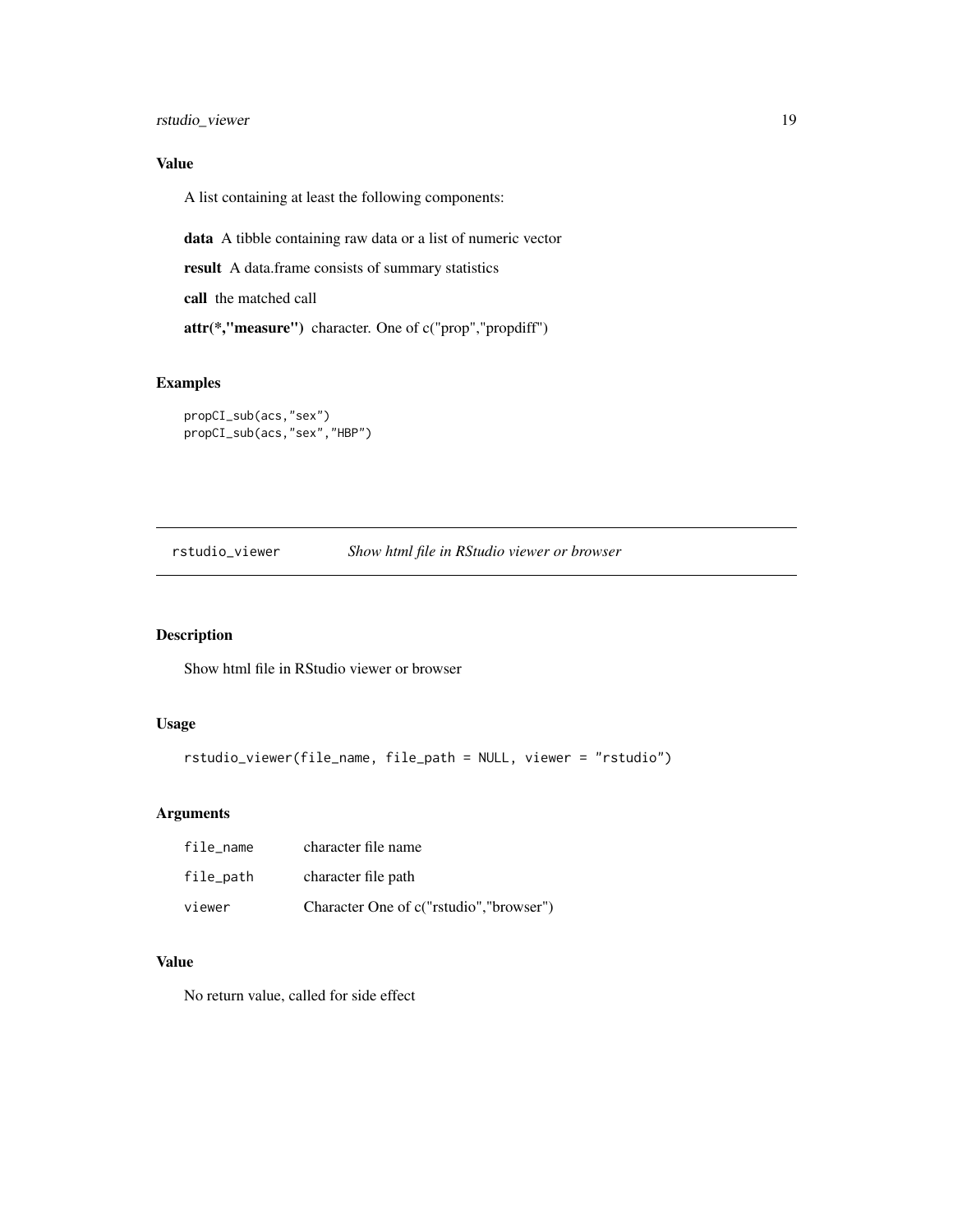## Value

A list containing at least the following components:

**data** A tibble containing raw data or a list of numeric vector

**result** A data.frame consists of summary statistics

**call** the matched call

**attr(*,"measure")** character. One of c("prop","propdiff")

## Examples

```
propCI_sub(acs,"sex")
propCI_sub(acs,"sex","HBP")
```

---

# rstudio_viewer *Show html file in RStudio viewer or browser*

---

## Description

Show html file in RStudio viewer or browser

## Usage

```
rstudio_viewer(file_name, file_path = NULL, viewer = "rstudio")
```

## Arguments

| | |
|---|---|
| file_name | character file name |
| file_path | character file path |
| viewer | Character One of c("rstudio","browser") |

## Value

No return value, called for side effect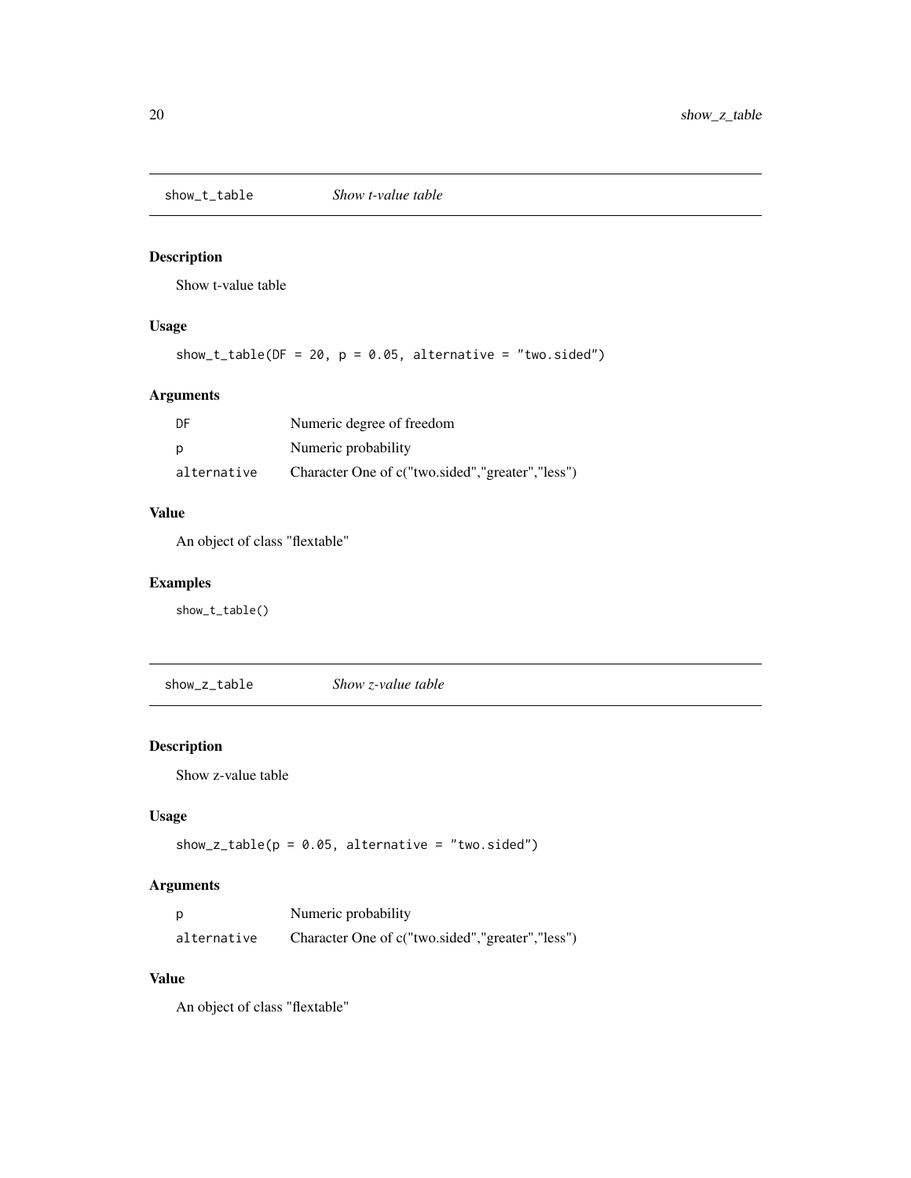## show_t_table *Show t-value table*

### Description

Show t-value table

### Usage

```
show_t_table(DF = 20, p = 0.05, alternative = "two.sided")
```

### Arguments

| | |
|---|---|
| DF | Numeric degree of freedom |
| p | Numeric probability |
| alternative | Character One of c("two.sided","greater","less") |

### Value

An object of class "flextable"

### Examples

```
show_t_table()
```

## show_z_table *Show z-value table*

### Description

Show z-value table

### Usage

```
show_z_table(p = 0.05, alternative = "two.sided")
```

### Arguments

| | |
|---|---|
| p | Numeric probability |
| alternative | Character One of c("two.sided","greater","less") |

### Value

An object of class "flextable"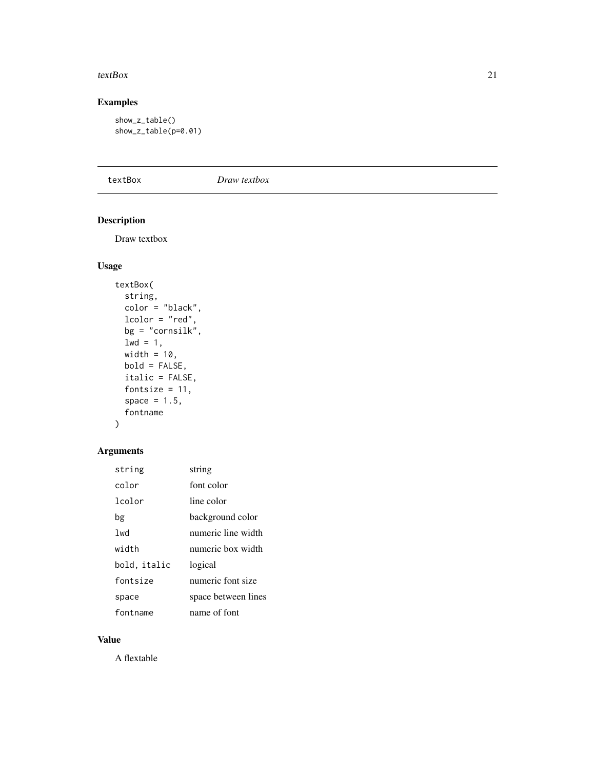## Examples

```
show_z_table()
show_z_table(p=0.01)
```

---

textBox *Draw textbox*

---

## Description

Draw textbox

## Usage

```
textBox(
  string,
  color = "black",
  lcolor = "red",
  bg = "cornsilk",
  lwd = 1,
  width = 10,
  bold = FALSE,
  italic = FALSE,
  fontsize = 11,
  space = 1.5,
  fontname
)
```

## Arguments

| | |
|---|---|
| string | string |
| color | font color |
| lcolor | line color |
| bg | background color |
| lwd | numeric line width |
| width | numeric box width |
| bold, italic | logical |
| fontsize | numeric font size |
| space | space between lines |
| fontname | name of font |

## Value

A flextable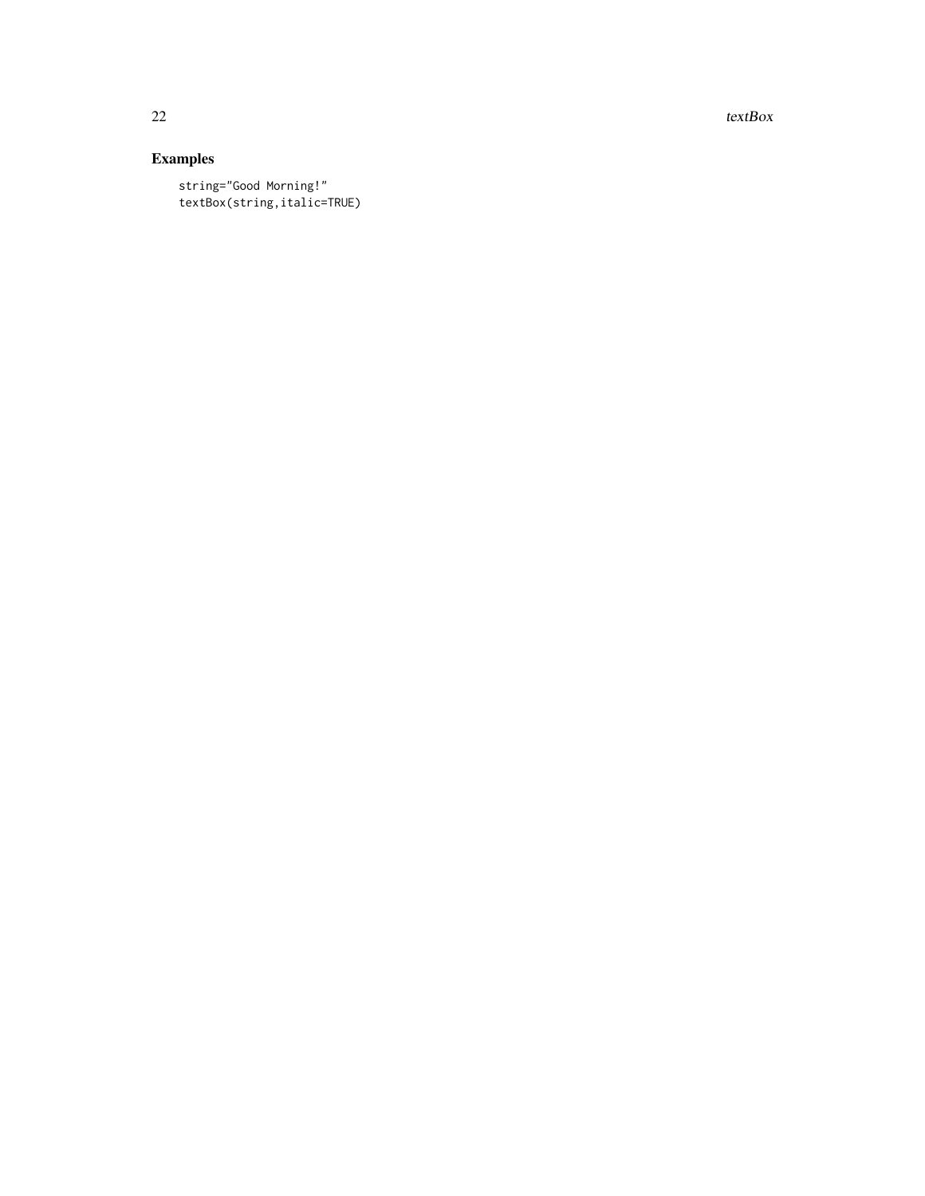## Examples

```
string="Good Morning!"
textBox(string,italic=TRUE)
```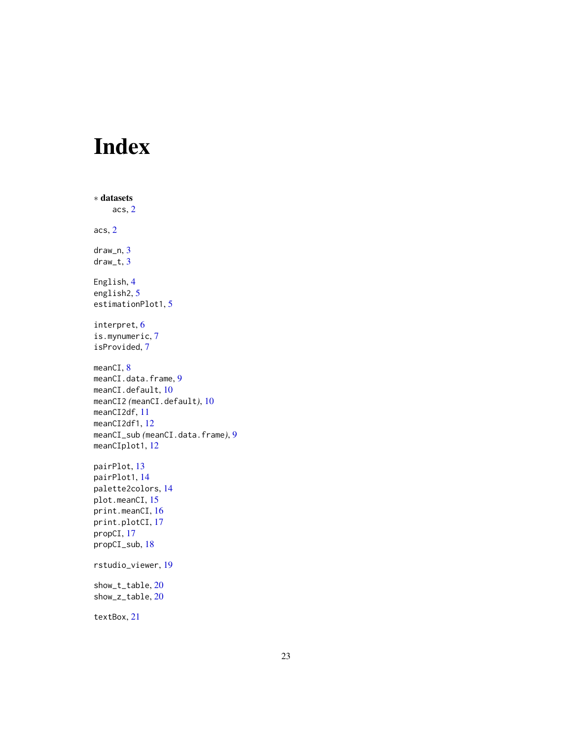# Index

∗ **datasets**
  acs, 2

acs, 2

draw_n, 3
draw_t, 3

English, 4
english2, 5
estimationPlot1, 5

interpret, 6
is.mynumeric, 7
isProvided, 7

meanCI, 8
meanCI.data.frame, 9
meanCI.default, 10
meanCI2 *(*meanCI.default*)*, 10
meanCI2df, 11
meanCI2df1, 12
meanCI_sub *(*meanCI.data.frame*)*, 9
meanCIplot1, 12

pairPlot, 13
pairPlot1, 14
palette2colors, 14
plot.meanCI, 15
print.meanCI, 16
print.plotCI, 17
propCI, 17
propCI_sub, 18

rstudio_viewer, 19

show_t_table, 20
show_z_table, 20

textBox, 21